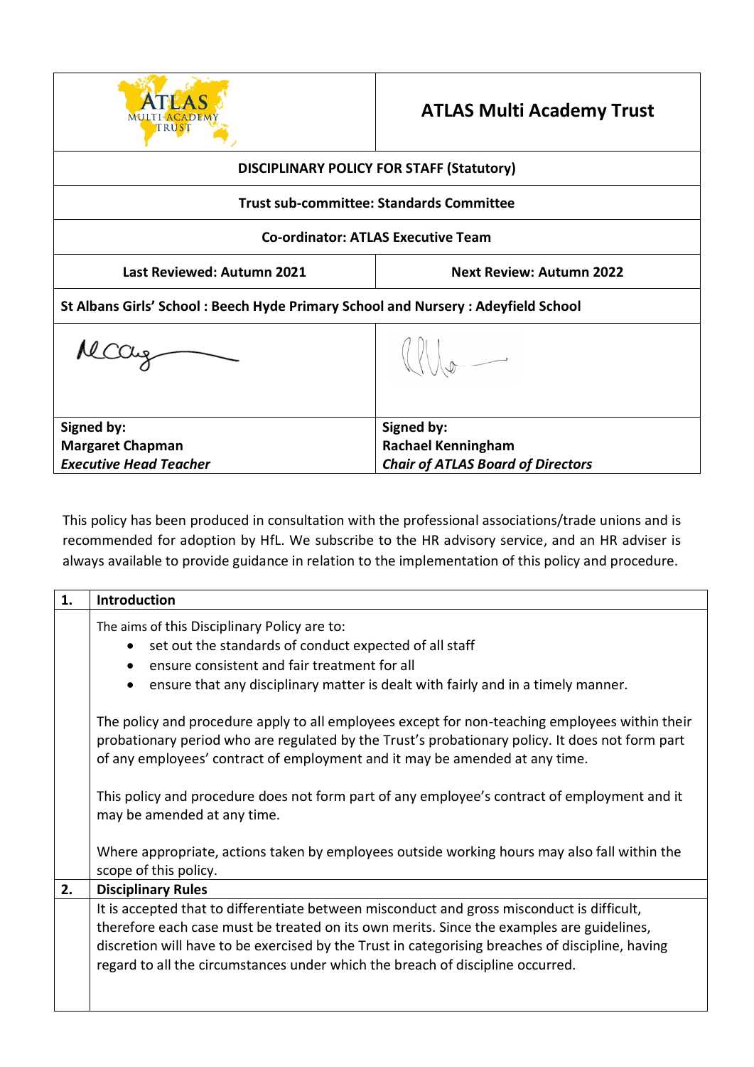| ATLAS Multi-Academy Trust | ATLAS Multi Academy Trust |
|---|---|
| **DISCIPLINARY POLICY FOR STAFF (Statutory)** | |
| **Trust sub-committee: Standards Committee** | |
| **Co-ordinator: ATLAS Executive Team** | |
| **Last Reviewed: Autumn 2021** | **Next Review: Autumn 2022** |
| **St Albans Girls' School : Beech Hyde Primary School and Nursery : Adeyfield School** | |
| | |
| **Signed by:**<br>**Margaret Chapman**<br>***Executive Head Teacher*** | **Signed by:**<br>**Rachael Kenningham**<br>***Chair of ATLAS Board of Directors*** |

This policy has been produced in consultation with the professional associations/trade unions and is recommended for adoption by HfL. We subscribe to the HR advisory service, and an HR adviser is always available to provide guidance in relation to the implementation of this policy and procedure.

## 1. Introduction

The aims of this Disciplinary Policy are to:

- set out the standards of conduct expected of all staff
- ensure consistent and fair treatment for all
- ensure that any disciplinary matter is dealt with fairly and in a timely manner.

The policy and procedure apply to all employees except for non-teaching employees within their probationary period who are regulated by the Trust's probationary policy. It does not form part of any employees' contract of employment and it may be amended at any time.

This policy and procedure does not form part of any employee's contract of employment and it may be amended at any time.

Where appropriate, actions taken by employees outside working hours may also fall within the scope of this policy.

## 2. Disciplinary Rules

It is accepted that to differentiate between misconduct and gross misconduct is difficult, therefore each case must be treated on its own merits. Since the examples are guidelines, discretion will have to be exercised by the Trust in categorising breaches of discipline, having regard to all the circumstances under which the breach of discipline occurred.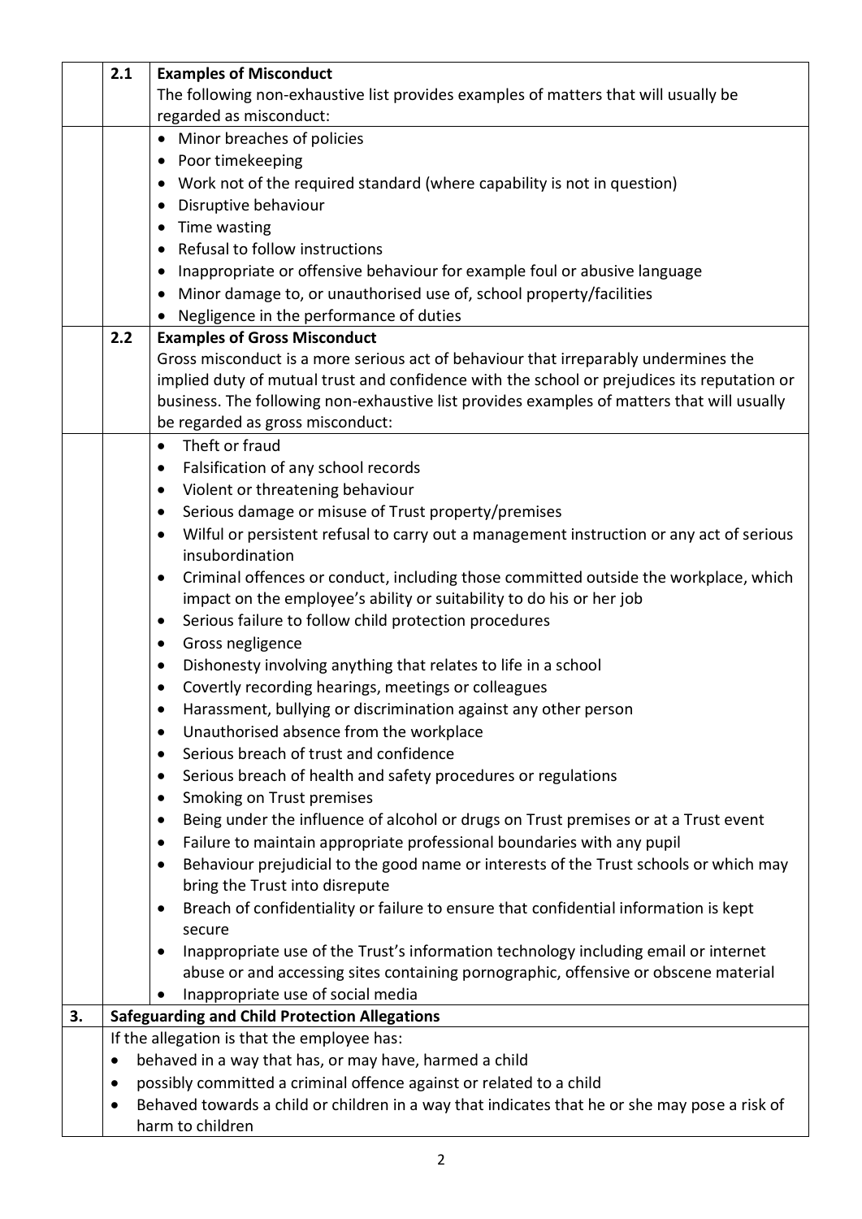### 2.1 Examples of Misconduct

The following non-exhaustive list provides examples of matters that will usually be regarded as misconduct:

- Minor breaches of policies
- Poor timekeeping
- Work not of the required standard (where capability is not in question)
- Disruptive behaviour
- Time wasting
- Refusal to follow instructions
- Inappropriate or offensive behaviour for example foul or abusive language
- Minor damage to, or unauthorised use of, school property/facilities
- Negligence in the performance of duties

### 2.2 Examples of Gross Misconduct

Gross misconduct is a more serious act of behaviour that irreparably undermines the implied duty of mutual trust and confidence with the school or prejudices its reputation or business. The following non-exhaustive list provides examples of matters that will usually be regarded as gross misconduct:

- Theft or fraud
- Falsification of any school records
- Violent or threatening behaviour
- Serious damage or misuse of Trust property/premises
- Wilful or persistent refusal to carry out a management instruction or any act of serious insubordination
- Criminal offences or conduct, including those committed outside the workplace, which impact on the employee's ability or suitability to do his or her job
- Serious failure to follow child protection procedures
- Gross negligence
- Dishonesty involving anything that relates to life in a school
- Covertly recording hearings, meetings or colleagues
- Harassment, bullying or discrimination against any other person
- Unauthorised absence from the workplace
- Serious breach of trust and confidence
- Serious breach of health and safety procedures or regulations
- Smoking on Trust premises
- Being under the influence of alcohol or drugs on Trust premises or at a Trust event
- Failure to maintain appropriate professional boundaries with any pupil
- Behaviour prejudicial to the good name or interests of the Trust schools or which may bring the Trust into disrepute
- Breach of confidentiality or failure to ensure that confidential information is kept secure
- Inappropriate use of the Trust's information technology including email or internet abuse or and accessing sites containing pornographic, offensive or obscene material
- Inappropriate use of social media

## 3. Safeguarding and Child Protection Allegations

If the allegation is that the employee has:

- behaved in a way that has, or may have, harmed a child
- possibly committed a criminal offence against or related to a child
- Behaved towards a child or children in a way that indicates that he or she may pose a risk of harm to children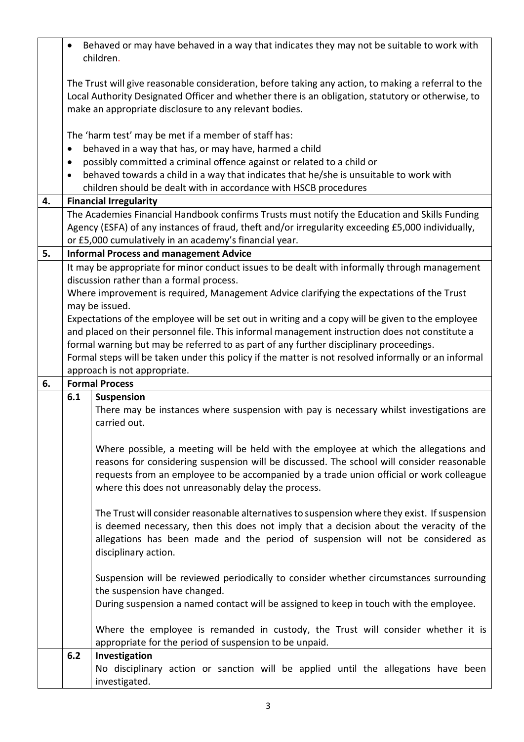- Behaved or may have behaved in a way that indicates they may not be suitable to work with children.

The Trust will give reasonable consideration, before taking any action, to making a referral to the Local Authority Designated Officer and whether there is an obligation, statutory or otherwise, to make an appropriate disclosure to any relevant bodies.

The 'harm test' may be met if a member of staff has:

- behaved in a way that has, or may have, harmed a child
- possibly committed a criminal offence against or related to a child or
- behaved towards a child in a way that indicates that he/she is unsuitable to work with children should be dealt with in accordance with HSCB procedures

## 4. Financial Irregularity

The Academies Financial Handbook confirms Trusts must notify the Education and Skills Funding Agency (ESFA) of any instances of fraud, theft and/or irregularity exceeding £5,000 individually, or £5,000 cumulatively in an academy's financial year.

## 5. Informal Process and management Advice

It may be appropriate for minor conduct issues to be dealt with informally through management discussion rather than a formal process.

Where improvement is required, Management Advice clarifying the expectations of the Trust may be issued.

Expectations of the employee will be set out in writing and a copy will be given to the employee and placed on their personnel file. This informal management instruction does not constitute a formal warning but may be referred to as part of any further disciplinary proceedings.

Formal steps will be taken under this policy if the matter is not resolved informally or an informal approach is not appropriate.

## 6. Formal Process

### 6.1 Suspension

There may be instances where suspension with pay is necessary whilst investigations are carried out.

Where possible, a meeting will be held with the employee at which the allegations and reasons for considering suspension will be discussed. The school will consider reasonable requests from an employee to be accompanied by a trade union official or work colleague where this does not unreasonably delay the process.

The Trust will consider reasonable alternatives to suspension where they exist. If suspension is deemed necessary, then this does not imply that a decision about the veracity of the allegations has been made and the period of suspension will not be considered as disciplinary action.

Suspension will be reviewed periodically to consider whether circumstances surrounding the suspension have changed.

During suspension a named contact will be assigned to keep in touch with the employee.

Where the employee is remanded in custody, the Trust will consider whether it is appropriate for the period of suspension to be unpaid.

### 6.2 Investigation

No disciplinary action or sanction will be applied until the allegations have been investigated.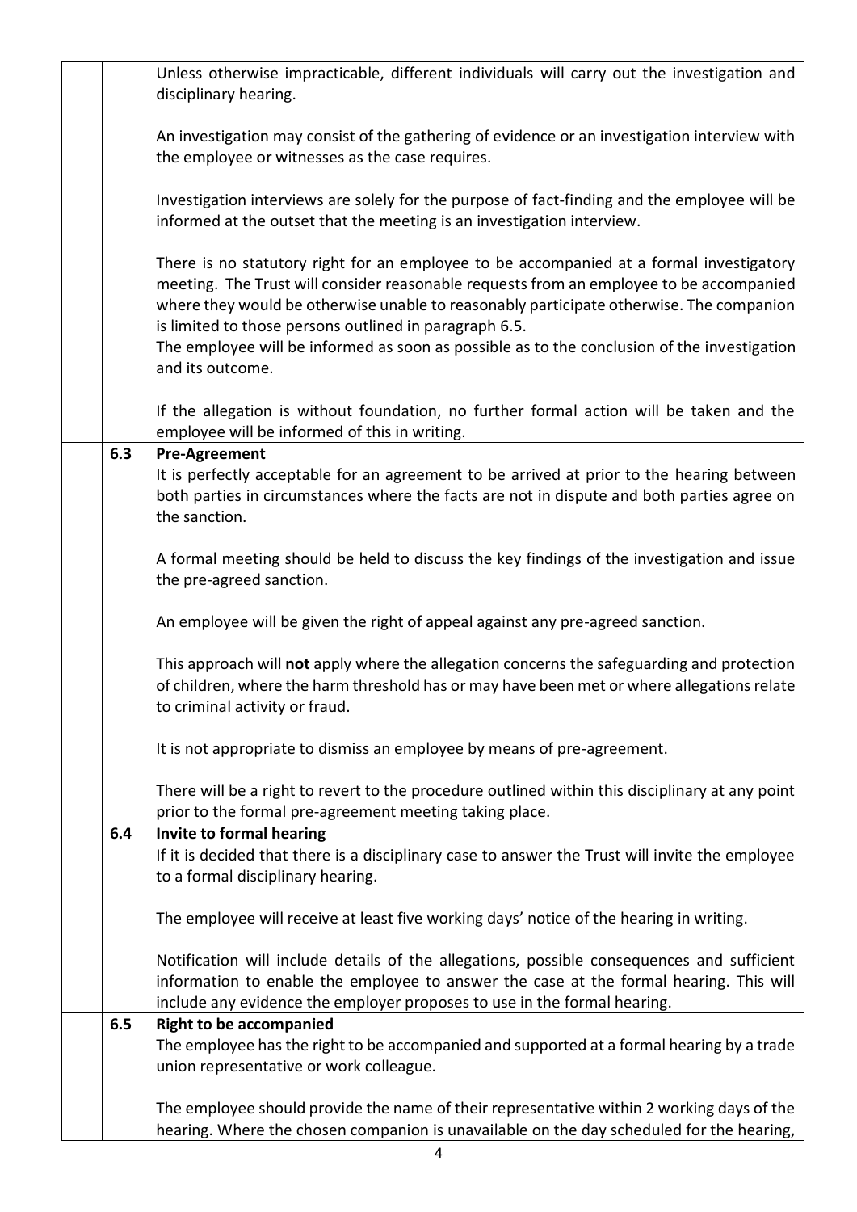Unless otherwise impracticable, different individuals will carry out the investigation and disciplinary hearing.

An investigation may consist of the gathering of evidence or an investigation interview with the employee or witnesses as the case requires.

Investigation interviews are solely for the purpose of fact-finding and the employee will be informed at the outset that the meeting is an investigation interview.

There is no statutory right for an employee to be accompanied at a formal investigatory meeting. The Trust will consider reasonable requests from an employee to be accompanied where they would be otherwise unable to reasonably participate otherwise. The companion is limited to those persons outlined in paragraph 6.5.
The employee will be informed as soon as possible as to the conclusion of the investigation and its outcome.

If the allegation is without foundation, no further formal action will be taken and the employee will be informed of this in writing.

### 6.3 Pre-Agreement

It is perfectly acceptable for an agreement to be arrived at prior to the hearing between both parties in circumstances where the facts are not in dispute and both parties agree on the sanction.

A formal meeting should be held to discuss the key findings of the investigation and issue the pre-agreed sanction.

An employee will be given the right of appeal against any pre-agreed sanction.

This approach will **not** apply where the allegation concerns the safeguarding and protection of children, where the harm threshold has or may have been met or where allegations relate to criminal activity or fraud.

It is not appropriate to dismiss an employee by means of pre-agreement.

There will be a right to revert to the procedure outlined within this disciplinary at any point prior to the formal pre-agreement meeting taking place.

### 6.4 Invite to formal hearing

If it is decided that there is a disciplinary case to answer the Trust will invite the employee to a formal disciplinary hearing.

The employee will receive at least five working days' notice of the hearing in writing.

Notification will include details of the allegations, possible consequences and sufficient information to enable the employee to answer the case at the formal hearing. This will include any evidence the employer proposes to use in the formal hearing.

### 6.5 Right to be accompanied

The employee has the right to be accompanied and supported at a formal hearing by a trade union representative or work colleague.

The employee should provide the name of their representative within 2 working days of the hearing. Where the chosen companion is unavailable on the day scheduled for the hearing,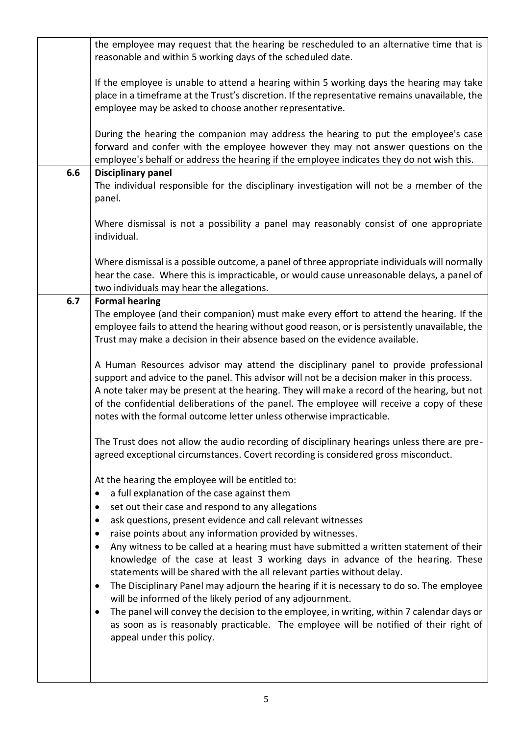the employee may request that the hearing be rescheduled to an alternative time that is reasonable and within 5 working days of the scheduled date.

If the employee is unable to attend a hearing within 5 working days the hearing may take place in a timeframe at the Trust's discretion. If the representative remains unavailable, the employee may be asked to choose another representative.

During the hearing the companion may address the hearing to put the employee's case forward and confer with the employee however they may not answer questions on the employee's behalf or address the hearing if the employee indicates they do not wish this.

### 6.6 Disciplinary panel

The individual responsible for the disciplinary investigation will not be a member of the panel.

Where dismissal is not a possibility a panel may reasonably consist of one appropriate individual.

Where dismissal is a possible outcome, a panel of three appropriate individuals will normally hear the case. Where this is impracticable, or would cause unreasonable delays, a panel of two individuals may hear the allegations.

### 6.7 Formal hearing

The employee (and their companion) must make every effort to attend the hearing. If the employee fails to attend the hearing without good reason, or is persistently unavailable, the Trust may make a decision in their absence based on the evidence available.

A Human Resources advisor may attend the disciplinary panel to provide professional support and advice to the panel. This advisor will not be a decision maker in this process. A note taker may be present at the hearing. They will make a record of the hearing, but not of the confidential deliberations of the panel. The employee will receive a copy of these notes with the formal outcome letter unless otherwise impracticable.

The Trust does not allow the audio recording of disciplinary hearings unless there are pre-agreed exceptional circumstances. Covert recording is considered gross misconduct.

At the hearing the employee will be entitled to:

- a full explanation of the case against them
- set out their case and respond to any allegations
- ask questions, present evidence and call relevant witnesses
- raise points about any information provided by witnesses.
- Any witness to be called at a hearing must have submitted a written statement of their knowledge of the case at least 3 working days in advance of the hearing. These statements will be shared with the all relevant parties without delay.
- The Disciplinary Panel may adjourn the hearing if it is necessary to do so. The employee will be informed of the likely period of any adjournment.
- The panel will convey the decision to the employee, in writing, within 7 calendar days or as soon as is reasonably practicable. The employee will be notified of their right of appeal under this policy.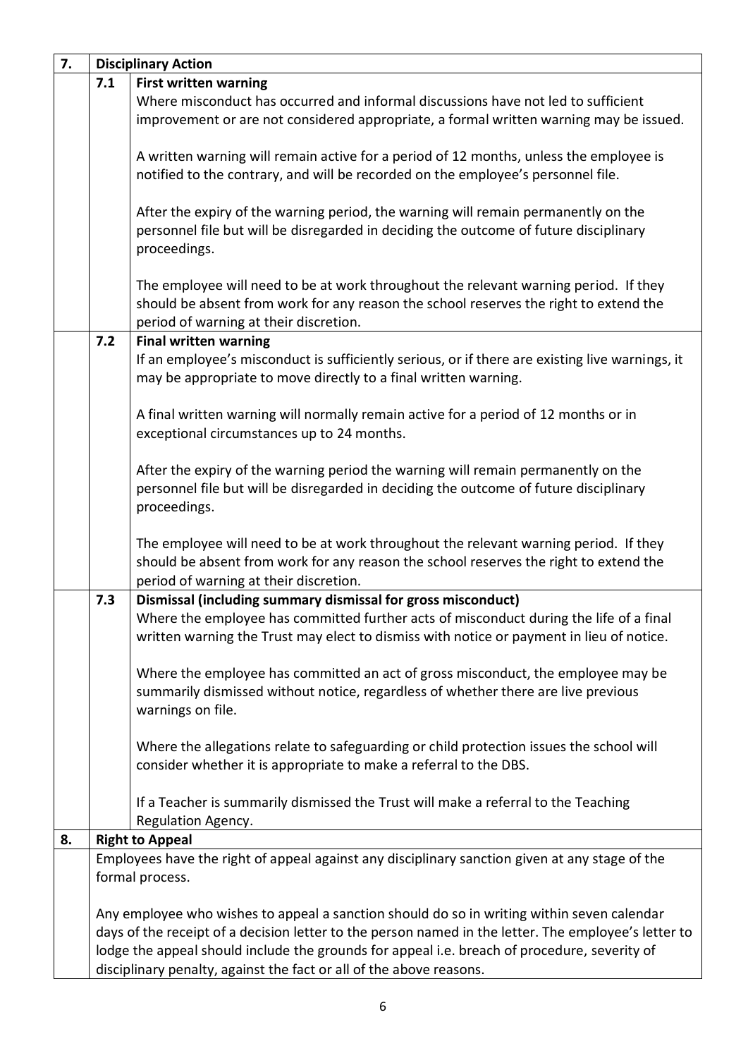## 7. Disciplinary Action

### 7.1 First written warning

Where misconduct has occurred and informal discussions have not led to sufficient improvement or are not considered appropriate, a formal written warning may be issued.

A written warning will remain active for a period of 12 months, unless the employee is notified to the contrary, and will be recorded on the employee's personnel file.

After the expiry of the warning period, the warning will remain permanently on the personnel file but will be disregarded in deciding the outcome of future disciplinary proceedings.

The employee will need to be at work throughout the relevant warning period. If they should be absent from work for any reason the school reserves the right to extend the period of warning at their discretion.

### 7.2 Final written warning

If an employee's misconduct is sufficiently serious, or if there are existing live warnings, it may be appropriate to move directly to a final written warning.

A final written warning will normally remain active for a period of 12 months or in exceptional circumstances up to 24 months.

After the expiry of the warning period the warning will remain permanently on the personnel file but will be disregarded in deciding the outcome of future disciplinary proceedings.

The employee will need to be at work throughout the relevant warning period. If they should be absent from work for any reason the school reserves the right to extend the period of warning at their discretion.

### 7.3 Dismissal (including summary dismissal for gross misconduct)

Where the employee has committed further acts of misconduct during the life of a final written warning the Trust may elect to dismiss with notice or payment in lieu of notice.

Where the employee has committed an act of gross misconduct, the employee may be summarily dismissed without notice, regardless of whether there are live previous warnings on file.

Where the allegations relate to safeguarding or child protection issues the school will consider whether it is appropriate to make a referral to the DBS.

If a Teacher is summarily dismissed the Trust will make a referral to the Teaching Regulation Agency.

## 8. Right to Appeal

Employees have the right of appeal against any disciplinary sanction given at any stage of the formal process.

Any employee who wishes to appeal a sanction should do so in writing within seven calendar days of the receipt of a decision letter to the person named in the letter. The employee's letter to lodge the appeal should include the grounds for appeal i.e. breach of procedure, severity of disciplinary penalty, against the fact or all of the above reasons.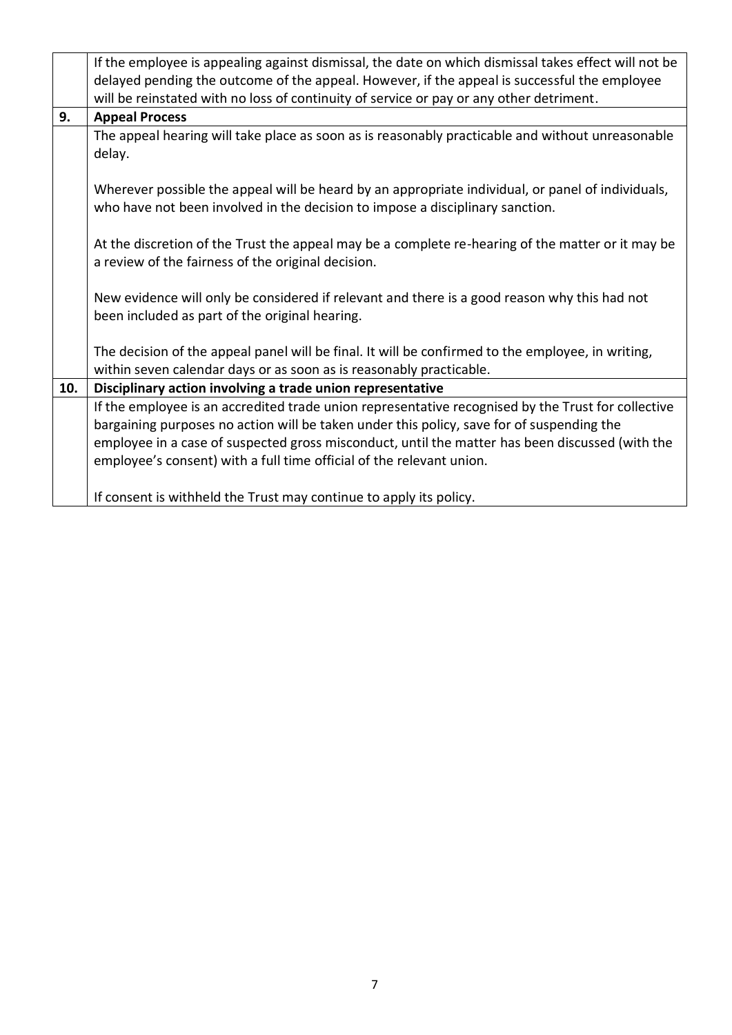If the employee is appealing against dismissal, the date on which dismissal takes effect will not be delayed pending the outcome of the appeal. However, if the appeal is successful the employee will be reinstated with no loss of continuity of service or pay or any other detriment.

## 9. Appeal Process

The appeal hearing will take place as soon as is reasonably practicable and without unreasonable delay.

Wherever possible the appeal will be heard by an appropriate individual, or panel of individuals, who have not been involved in the decision to impose a disciplinary sanction.

At the discretion of the Trust the appeal may be a complete re-hearing of the matter or it may be a review of the fairness of the original decision.

New evidence will only be considered if relevant and there is a good reason why this had not been included as part of the original hearing.

The decision of the appeal panel will be final. It will be confirmed to the employee, in writing, within seven calendar days or as soon as is reasonably practicable.

## 10. Disciplinary action involving a trade union representative

If the employee is an accredited trade union representative recognised by the Trust for collective bargaining purposes no action will be taken under this policy, save for of suspending the employee in a case of suspected gross misconduct, until the matter has been discussed (with the employee's consent) with a full time official of the relevant union.

If consent is withheld the Trust may continue to apply its policy.